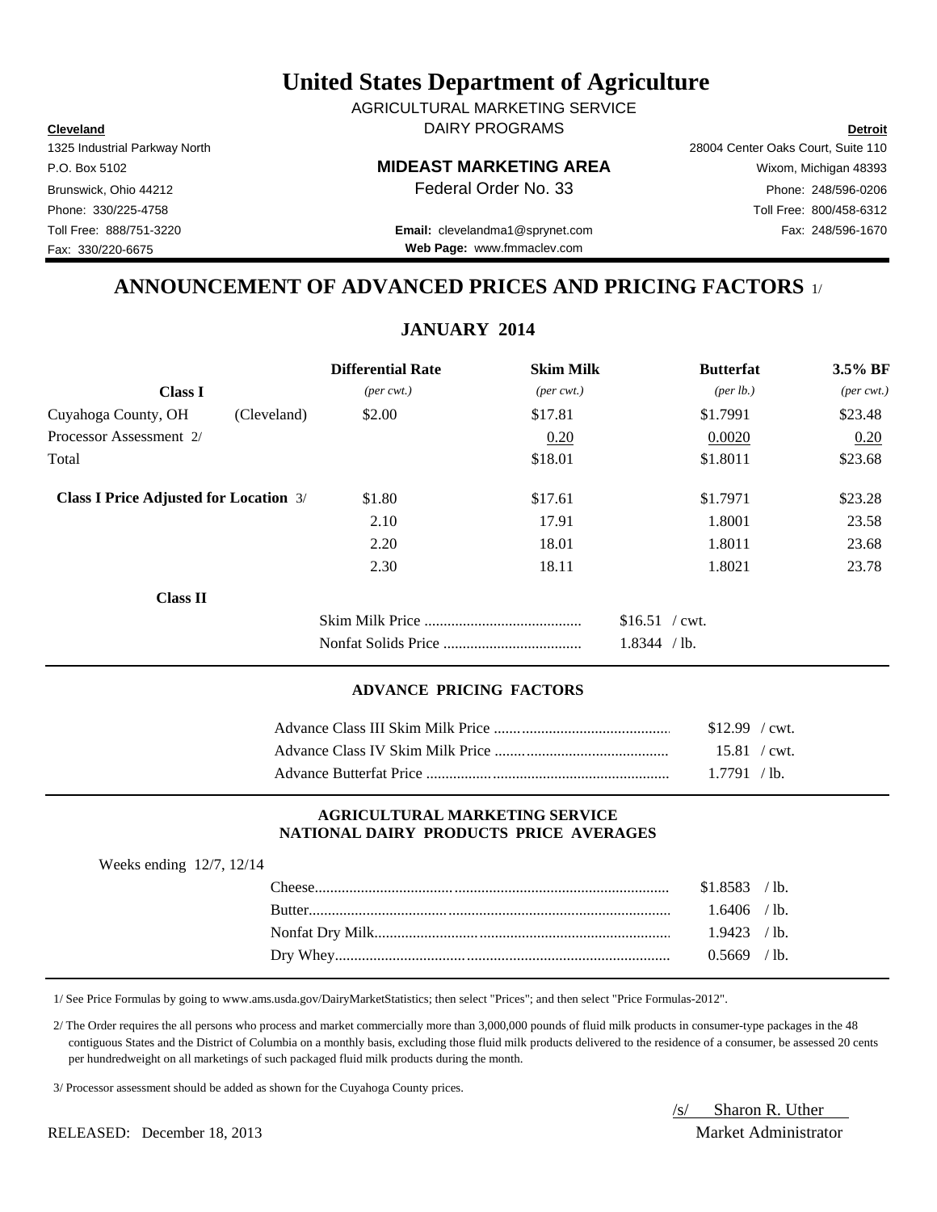# United States Department of Agriculture

AGRICULTURAL MARKETING SERVICE
DAIRY PROGRAMS

**Cleveland**
1325 Industrial Parkway North
P.O. Box 5102
Brunswick, Ohio 44212
Phone: 330/225-4758
Toll Free: 888/751-3220
Fax: 330/220-6675

**MIDEAST MARKETING AREA**
Federal Order No. 33

**Email:** clevelandma1@sprynet.com
**Web Page:** www.fmmaclev.com

**Detroit**
28004 Center Oaks Court, Suite 110
Wixom, Michigan 48393
Phone: 248/596-0206
Toll Free: 800/458-6312
Fax: 248/596-1670

## ANNOUNCEMENT OF ADVANCED PRICES AND PRICING FACTORS 1/

### JANUARY 2014

| Class I | | Differential Rate *(per cwt.)* | Skim Milk *(per cwt.)* | Butterfat *(per lb.)* | 3.5% BF *(per cwt.)* |
|---|---|---|---|---|---|
| Cuyahoga County, OH | (Cleveland) | $2.00 | $17.81 | $1.7991 | $23.48 |
| Processor Assessment 2/ | | | 0.20 | 0.0020 | 0.20 |
| Total | | | $18.01 | $1.8011 | $23.68 |
| **Class I Price Adjusted for Location** 3/ | | $1.80 | $17.61 | $1.7971 | $23.28 |
| | | 2.10 | 17.91 | 1.8001 | 23.58 |
| | | 2.20 | 18.01 | 1.8011 | 23.68 |
| | | 2.30 | 18.11 | 1.8021 | 23.78 |

**Class II**

| | |
|---|---|
| Skim Milk Price | $16.51 / cwt. |
| Nonfat Solids Price | 1.8344 / lb. |

#### ADVANCE PRICING FACTORS

| | |
|---|---|
| Advance Class III Skim Milk Price | $12.99 / cwt. |
| Advance Class IV Skim Milk Price | 15.81 / cwt. |
| Advance Butterfat Price | 1.7791 / lb. |

#### AGRICULTURAL MARKETING SERVICE
#### NATIONAL DAIRY PRODUCTS PRICE AVERAGES

Weeks ending 12/7, 12/14

| | |
|---|---|
| Cheese | $1.8583 / lb. |
| Butter | 1.6406 / lb. |
| Nonfat Dry Milk | 1.9423 / lb. |
| Dry Whey | 0.5669 / lb. |

1/ See Price Formulas by going to www.ams.usda.gov/DairyMarketStatistics; then select "Prices"; and then select "Price Formulas-2012".

2/ The Order requires the all persons who process and market commercially more than 3,000,000 pounds of fluid milk products in consumer-type packages in the 48 contiguous States and the District of Columbia on a monthly basis, excluding those fluid milk products delivered to the residence of a consumer, be assessed 20 cents per hundredweight on all marketings of such packaged fluid milk products during the month.

3/ Processor assessment should be added as shown for the Cuyahoga County prices.

/s/ Sharon R. Uther
Market Administrator

RELEASED: December 18, 2013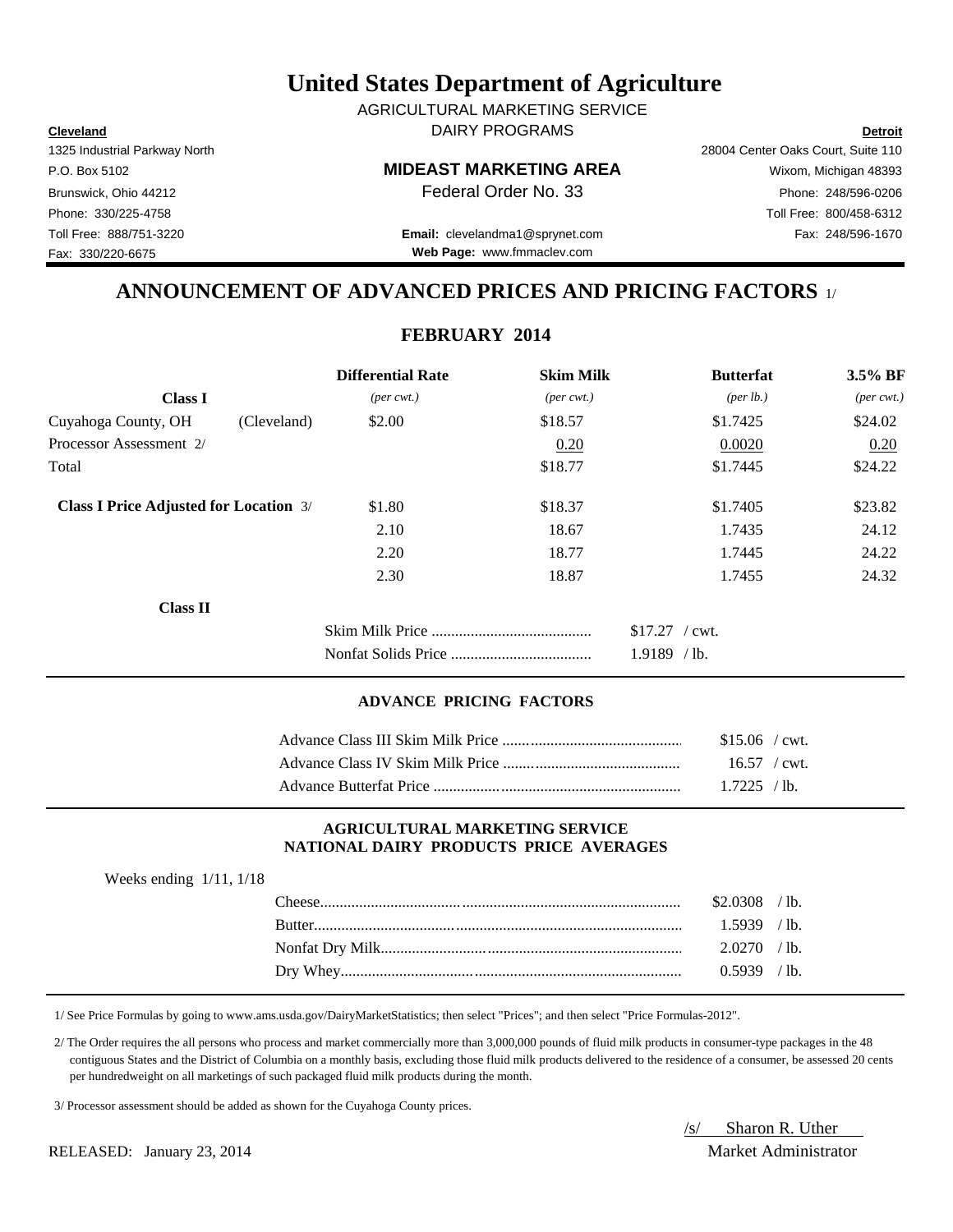# United States Department of Agriculture

AGRICULTURAL MARKETING SERVICE
DAIRY PROGRAMS

**Cleveland**
1325 Industrial Parkway North
P.O. Box 5102
Brunswick, Ohio 44212
Phone: 330/225-4758
Toll Free: 888/751-3220
Fax: 330/220-6675

**MIDEAST MARKETING AREA**
Federal Order No. 33

**Email:** clevelandma1@sprynet.com
**Web Page:** www.fmmaclev.com

**Detroit**
28004 Center Oaks Court, Suite 110
Wixom, Michigan 48393
Phone: 248/596-0206
Toll Free: 800/458-6312
Fax: 248/596-1670

## ANNOUNCEMENT OF ADVANCED PRICES AND PRICING FACTORS 1/

### FEBRUARY 2014

| Class I | | Differential Rate *(per cwt.)* | Skim Milk *(per cwt.)* | Butterfat *(per lb.)* | 3.5% BF *(per cwt.)* |
|---|---|---|---|---|---|
| Cuyahoga County, OH | (Cleveland) | $2.00 | $18.57 | $1.7425 | $24.02 |
| Processor Assessment 2/ | | | 0.20 | 0.0020 | 0.20 |
| Total | | | $18.77 | $1.7445 | $24.22 |
| **Class I Price Adjusted for Location** 3/ | | $1.80 | $18.37 | $1.7405 | $23.82 |
| | | 2.10 | 18.67 | 1.7435 | 24.12 |
| | | 2.20 | 18.77 | 1.7445 | 24.22 |
| | | 2.30 | 18.87 | 1.7455 | 24.32 |

**Class II**

| | |
|---|---|
| Skim Milk Price | $17.27 / cwt. |
| Nonfat Solids Price | 1.9189 / lb. |

#### ADVANCE PRICING FACTORS

| | |
|---|---|
| Advance Class III Skim Milk Price | $15.06 / cwt. |
| Advance Class IV Skim Milk Price | 16.57 / cwt. |
| Advance Butterfat Price | 1.7225 / lb. |

#### AGRICULTURAL MARKETING SERVICE
#### NATIONAL DAIRY PRODUCTS PRICE AVERAGES

Weeks ending 1/11, 1/18

| | |
|---|---|
| Cheese | $2.0308 / lb. |
| Butter | 1.5939 / lb. |
| Nonfat Dry Milk | 2.0270 / lb. |
| Dry Whey | 0.5939 / lb. |

1/ See Price Formulas by going to www.ams.usda.gov/DairyMarketStatistics; then select "Prices"; and then select "Price Formulas-2012".

2/ The Order requires the all persons who process and market commercially more than 3,000,000 pounds of fluid milk products in consumer-type packages in the 48 contiguous States and the District of Columbia on a monthly basis, excluding those fluid milk products delivered to the residence of a consumer, be assessed 20 cents per hundredweight on all marketings of such packaged fluid milk products during the month.

3/ Processor assessment should be added as shown for the Cuyahoga County prices.

/s/ Sharon R. Uther
Market Administrator

RELEASED: January 23, 2014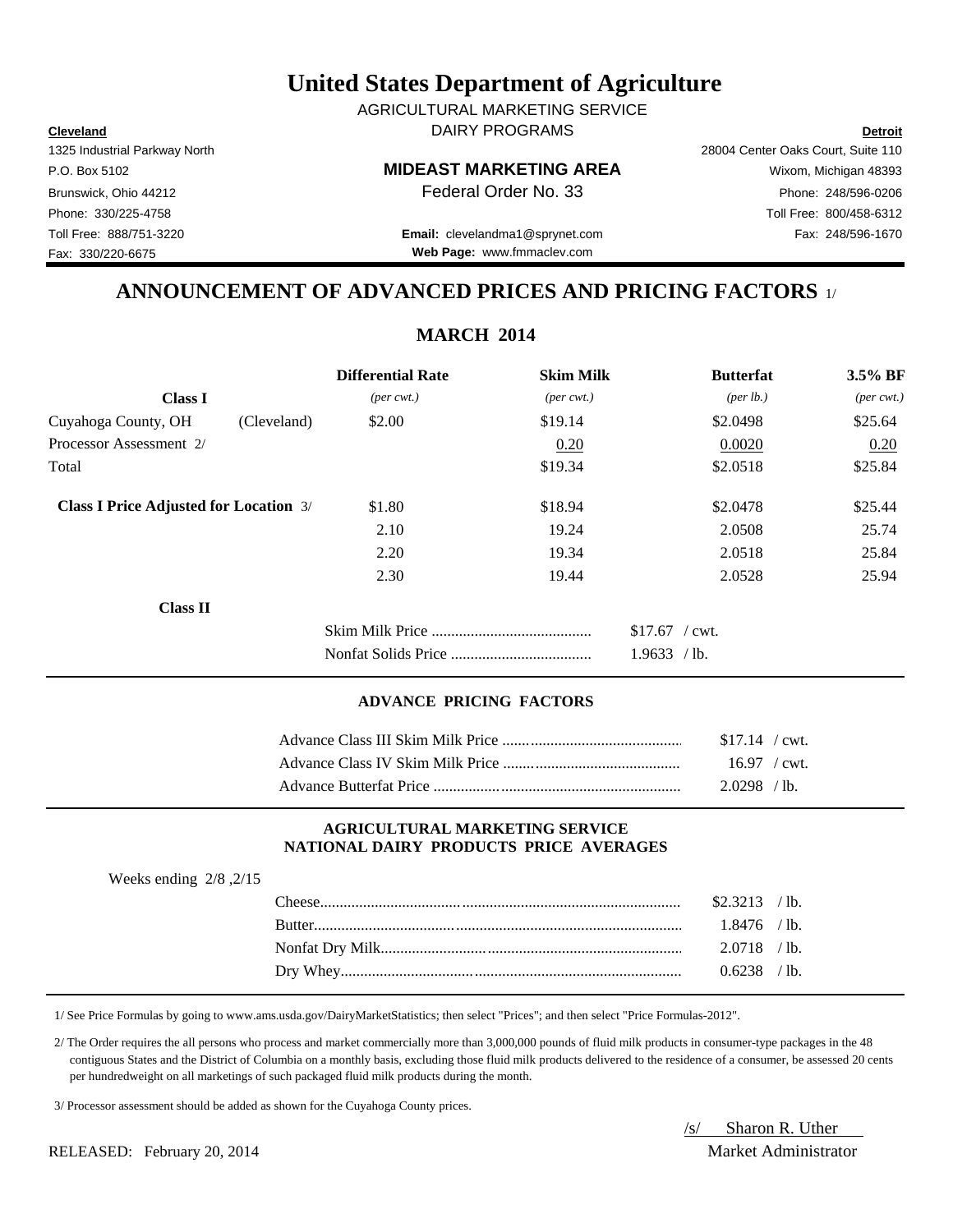# United States Department of Agriculture

AGRICULTURAL MARKETING SERVICE
DAIRY PROGRAMS

**Cleveland**
1325 Industrial Parkway North
P.O. Box 5102
Brunswick, Ohio 44212
Phone: 330/225-4758
Toll Free: 888/751-3220
Fax: 330/220-6675

**MIDEAST MARKETING AREA**
Federal Order No. 33

**Email:** clevelandma1@sprynet.com
**Web Page:** www.fmmaclev.com

**Detroit**
28004 Center Oaks Court, Suite 110
Wixom, Michigan 48393
Phone: 248/596-0206
Toll Free: 800/458-6312
Fax: 248/596-1670

## ANNOUNCEMENT OF ADVANCED PRICES AND PRICING FACTORS 1/

### MARCH 2014

| Class I | | Differential Rate *(per cwt.)* | Skim Milk *(per cwt.)* | Butterfat *(per lb.)* | 3.5% BF *(per cwt.)* |
|---|---|---|---|---|---|
| Cuyahoga County, OH | (Cleveland) | $2.00 | $19.14 | $2.0498 | $25.64 |
| Processor Assessment 2/ | | | 0.20 | 0.0020 | 0.20 |
| Total | | | $19.34 | $2.0518 | $25.84 |
| **Class I Price Adjusted for Location** 3/ | | $1.80 | $18.94 | $2.0478 | $25.44 |
| | | 2.10 | 19.24 | 2.0508 | 25.74 |
| | | 2.20 | 19.34 | 2.0518 | 25.84 |
| | | 2.30 | 19.44 | 2.0528 | 25.94 |

**Class II**

| | |
|---|---|
| Skim Milk Price | $17.67 / cwt. |
| Nonfat Solids Price | 1.9633 / lb. |

#### ADVANCE PRICING FACTORS

| | |
|---|---|
| Advance Class III Skim Milk Price | $17.14 / cwt. |
| Advance Class IV Skim Milk Price | 16.97 / cwt. |
| Advance Butterfat Price | 2.0298 / lb. |

#### AGRICULTURAL MARKETING SERVICE NATIONAL DAIRY PRODUCTS PRICE AVERAGES

Weeks ending 2/8 ,2/15

| | |
|---|---|
| Cheese | $2.3213 / lb. |
| Butter | 1.8476 / lb. |
| Nonfat Dry Milk | 2.0718 / lb. |
| Dry Whey | 0.6238 / lb. |

1/ See Price Formulas by going to www.ams.usda.gov/DairyMarketStatistics; then select "Prices"; and then select "Price Formulas-2012".

2/ The Order requires the all persons who process and market commercially more than 3,000,000 pounds of fluid milk products in consumer-type packages in the 48 contiguous States and the District of Columbia on a monthly basis, excluding those fluid milk products delivered to the residence of a consumer, be assessed 20 cents per hundredweight on all marketings of such packaged fluid milk products during the month.

3/ Processor assessment should be added as shown for the Cuyahoga County prices.

/s/ Sharon R. Uther
Market Administrator

RELEASED: February 20, 2014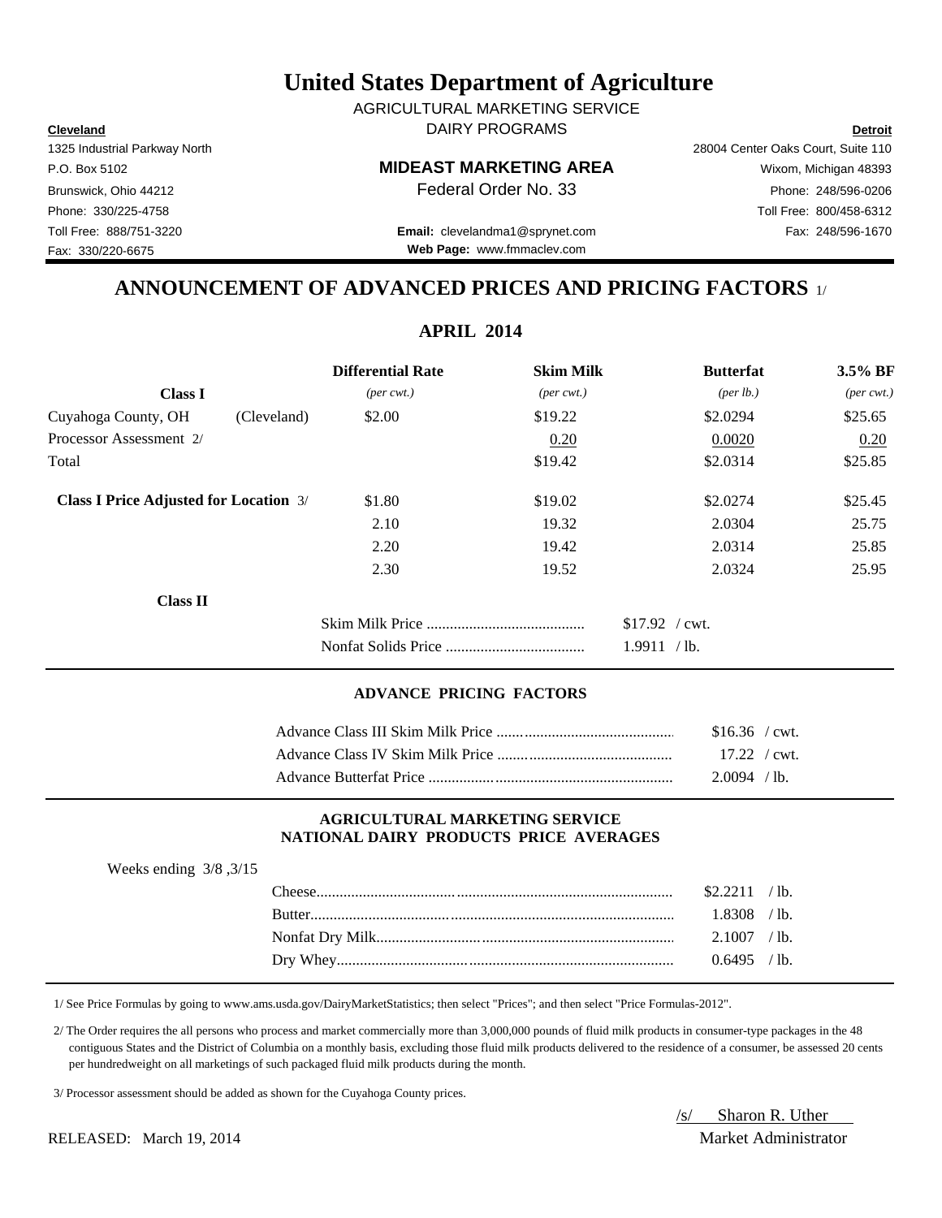# United States Department of Agriculture

AGRICULTURAL MARKETING SERVICE
DAIRY PROGRAMS

**Cleveland**
1325 Industrial Parkway North
P.O. Box 5102
Brunswick, Ohio 44212
Phone: 330/225-4758
Toll Free: 888/751-3220
Fax: 330/220-6675

**MIDEAST MARKETING AREA**
Federal Order No. 33

**Email:** clevelandma1@sprynet.com
**Web Page:** www.fmmaclev.com

**Detroit**
28004 Center Oaks Court, Suite 110
Wixom, Michigan 48393
Phone: 248/596-0206
Toll Free: 800/458-6312
Fax: 248/596-1670

## ANNOUNCEMENT OF ADVANCED PRICES AND PRICING FACTORS 1/

### APRIL 2014

| Class I | | Differential Rate *(per cwt.)* | Skim Milk *(per cwt.)* | Butterfat *(per lb.)* | 3.5% BF *(per cwt.)* |
|---|---|---|---|---|---|
| Cuyahoga County, OH | (Cleveland) | $2.00 | $19.22 | $2.0294 | $25.65 |
| Processor Assessment 2/ | | | 0.20 | 0.0020 | 0.20 |
| Total | | | $19.42 | $2.0314 | $25.85 |
| **Class I Price Adjusted for Location** 3/ | | $1.80 | $19.02 | $2.0274 | $25.45 |
| | | 2.10 | 19.32 | 2.0304 | 25.75 |
| | | 2.20 | 19.42 | 2.0314 | 25.85 |
| | | 2.30 | 19.52 | 2.0324 | 25.95 |

**Class II**

| | |
|---|---|
| Skim Milk Price | $17.92 / cwt. |
| Nonfat Solids Price | 1.9911 / lb. |

### ADVANCE PRICING FACTORS

| | |
|---|---|
| Advance Class III Skim Milk Price | $16.36 / cwt. |
| Advance Class IV Skim Milk Price | 17.22 / cwt. |
| Advance Butterfat Price | 2.0094 / lb. |

### AGRICULTURAL MARKETING SERVICE
### NATIONAL DAIRY PRODUCTS PRICE AVERAGES

Weeks ending 3/8 ,3/15

| | |
|---|---|
| Cheese | $2.2211 / lb. |
| Butter | 1.8308 / lb. |
| Nonfat Dry Milk | 2.1007 / lb. |
| Dry Whey | 0.6495 / lb. |

1/ See Price Formulas by going to www.ams.usda.gov/DairyMarketStatistics; then select "Prices"; and then select "Price Formulas-2012".

2/ The Order requires the all persons who process and market commercially more than 3,000,000 pounds of fluid milk products in consumer-type packages in the 48 contiguous States and the District of Columbia on a monthly basis, excluding those fluid milk products delivered to the residence of a consumer, be assessed 20 cents per hundredweight on all marketings of such packaged fluid milk products during the month.

3/ Processor assessment should be added as shown for the Cuyahoga County prices.

/s/ Sharon R. Uther
Market Administrator

RELEASED: March 19, 2014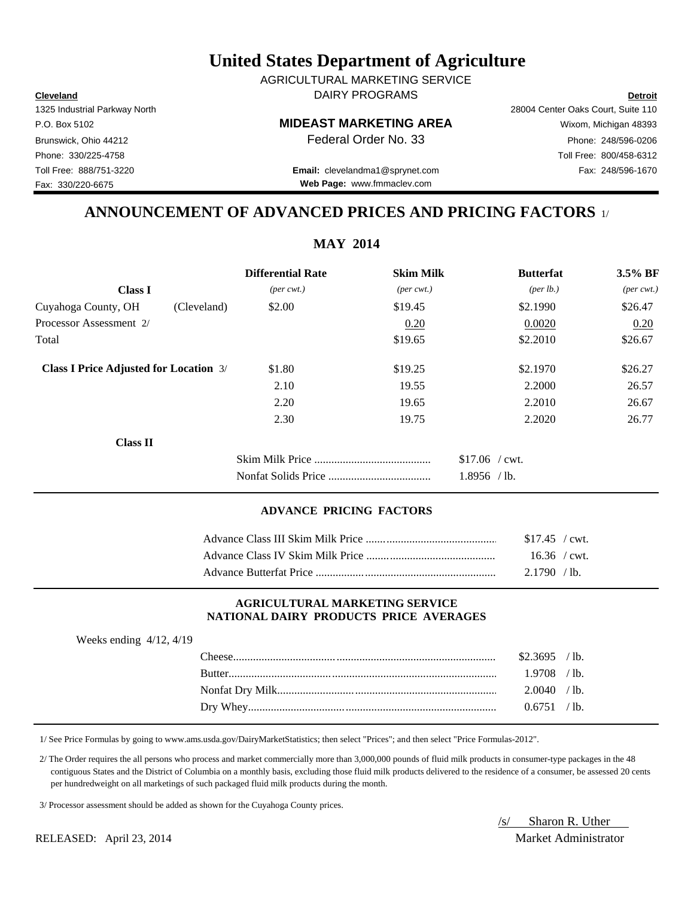# United States Department of Agriculture

AGRICULTURAL MARKETING SERVICE
DAIRY PROGRAMS

**Cleveland**
1325 Industrial Parkway North
P.O. Box 5102
Brunswick, Ohio 44212
Phone: 330/225-4758
Toll Free: 888/751-3220
Fax: 330/220-6675

**MIDEAST MARKETING AREA**
Federal Order No. 33

**Email:** clevelandma1@sprynet.com
**Web Page:** www.fmmaclev.com

**Detroit**
28004 Center Oaks Court, Suite 110
Wixom, Michigan 48393
Phone: 248/596-0206
Toll Free: 800/458-6312
Fax: 248/596-1670

## ANNOUNCEMENT OF ADVANCED PRICES AND PRICING FACTORS 1/

### MAY 2014

| Class I | | Differential Rate *(per cwt.)* | Skim Milk *(per cwt.)* | Butterfat *(per lb.)* | 3.5% BF *(per cwt.)* |
|---|---|---|---|---|---|
| Cuyahoga County, OH | (Cleveland) | $2.00 | $19.45 | $2.1990 | $26.47 |
| Processor Assessment 2/ | | | 0.20 | 0.0020 | 0.20 |
| Total | | | $19.65 | $2.2010 | $26.67 |
| **Class I Price Adjusted for Location** 3/ | | $1.80 | $19.25 | $2.1970 | $26.27 |
| | | 2.10 | 19.55 | 2.2000 | 26.57 |
| | | 2.20 | 19.65 | 2.2010 | 26.67 |
| | | 2.30 | 19.75 | 2.2020 | 26.77 |

**Class II**

| | |
|---|---|
| Skim Milk Price | $17.06 / cwt. |
| Nonfat Solids Price | 1.8956 / lb. |

#### ADVANCE PRICING FACTORS

| | |
|---|---|
| Advance Class III Skim Milk Price | $17.45 / cwt. |
| Advance Class IV Skim Milk Price | 16.36 / cwt. |
| Advance Butterfat Price | 2.1790 / lb. |

#### AGRICULTURAL MARKETING SERVICE NATIONAL DAIRY PRODUCTS PRICE AVERAGES

Weeks ending 4/12, 4/19

| | |
|---|---|
| Cheese | $2.3695 / lb. |
| Butter | 1.9708 / lb. |
| Nonfat Dry Milk | 2.0040 / lb. |
| Dry Whey | 0.6751 / lb. |

1/ See Price Formulas by going to www.ams.usda.gov/DairyMarketStatistics; then select "Prices"; and then select "Price Formulas-2012".

2/ The Order requires the all persons who process and market commercially more than 3,000,000 pounds of fluid milk products in consumer-type packages in the 48 contiguous States and the District of Columbia on a monthly basis, excluding those fluid milk products delivered to the residence of a consumer, be assessed 20 cents per hundredweight on all marketings of such packaged fluid milk products during the month.

3/ Processor assessment should be added as shown for the Cuyahoga County prices.

/s/ Sharon R. Uther
Market Administrator

RELEASED: April 23, 2014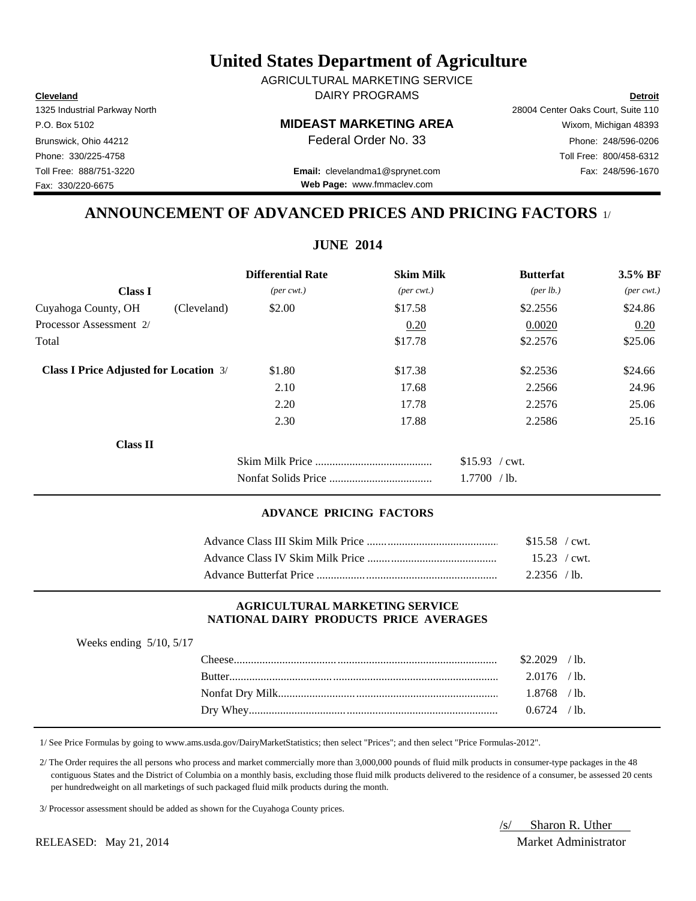# United States Department of Agriculture

AGRICULTURAL MARKETING SERVICE
DAIRY PROGRAMS

**Cleveland**
1325 Industrial Parkway North
P.O. Box 5102
Brunswick, Ohio 44212
Phone: 330/225-4758
Toll Free: 888/751-3220
Fax: 330/220-6675

**MIDEAST MARKETING AREA**
Federal Order No. 33
**Email:** clevelandma1@sprynet.com
**Web Page:** www.fmmaclev.com

**Detroit**
28004 Center Oaks Court, Suite 110
Wixom, Michigan 48393
Phone: 248/596-0206
Toll Free: 800/458-6312
Fax: 248/596-1670

## ANNOUNCEMENT OF ADVANCED PRICES AND PRICING FACTORS 1/

### JUNE 2014

| Class I | | Differential Rate *(per cwt.)* | Skim Milk *(per cwt.)* | Butterfat *(per lb.)* | 3.5% BF *(per cwt.)* |
|---|---|---|---|---|---|
| Cuyahoga County, OH | (Cleveland) | $2.00 | $17.58 | $2.2556 | $24.86 |
| Processor Assessment 2/ | | | 0.20 | 0.0020 | 0.20 |
| Total | | | $17.78 | $2.2576 | $25.06 |
| **Class I Price Adjusted for Location** 3/ | | $1.80 | $17.38 | $2.2536 | $24.66 |
| | | 2.10 | 17.68 | 2.2566 | 24.96 |
| | | 2.20 | 17.78 | 2.2576 | 25.06 |
| | | 2.30 | 17.88 | 2.2586 | 25.16 |

**Class II**

| | |
|---|---|
| Skim Milk Price | $15.93 / cwt. |
| Nonfat Solids Price | 1.7700 / lb. |

#### ADVANCE PRICING FACTORS

| | |
|---|---|
| Advance Class III Skim Milk Price | $15.58 / cwt. |
| Advance Class IV Skim Milk Price | 15.23 / cwt. |
| Advance Butterfat Price | 2.2356 / lb. |

#### AGRICULTURAL MARKETING SERVICE NATIONAL DAIRY PRODUCTS PRICE AVERAGES

Weeks ending 5/10, 5/17

| | |
|---|---|
| Cheese | $2.2029 / lb. |
| Butter | 2.0176 / lb. |
| Nonfat Dry Milk | 1.8768 / lb. |
| Dry Whey | 0.6724 / lb. |

1/ See Price Formulas by going to www.ams.usda.gov/DairyMarketStatistics; then select "Prices"; and then select "Price Formulas-2012".

2/ The Order requires the all persons who process and market commercially more than 3,000,000 pounds of fluid milk products in consumer-type packages in the 48 contiguous States and the District of Columbia on a monthly basis, excluding those fluid milk products delivered to the residence of a consumer, be assessed 20 cents per hundredweight on all marketings of such packaged fluid milk products during the month.

3/ Processor assessment should be added as shown for the Cuyahoga County prices.

RELEASED: May 21, 2014

/s/ Sharon R. Uther
Market Administrator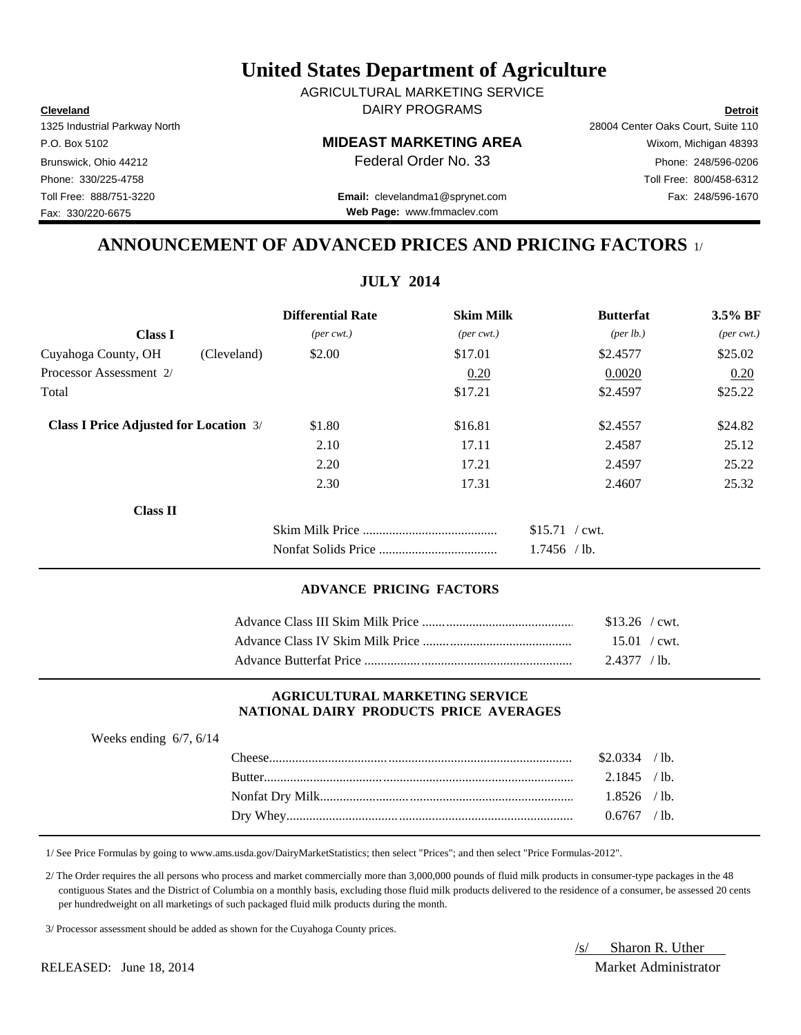# United States Department of Agriculture

AGRICULTURAL MARKETING SERVICE
DAIRY PROGRAMS

**Cleveland**
1325 Industrial Parkway North
P.O. Box 5102
Brunswick, Ohio 44212
Phone: 330/225-4758
Toll Free: 888/751-3220
Fax: 330/220-6675

**MIDEAST MARKETING AREA**
Federal Order No. 33

**Email:** clevelandma1@sprynet.com
**Web Page:** www.fmmaclev.com

**Detroit**
28004 Center Oaks Court, Suite 110
Wixom, Michigan 48393
Phone: 248/596-0206
Toll Free: 800/458-6312
Fax: 248/596-1670

## ANNOUNCEMENT OF ADVANCED PRICES AND PRICING FACTORS 1/

### JULY 2014

| **Class I** | | **Differential Rate** *(per cwt.)* | **Skim Milk** *(per cwt.)* | **Butterfat** *(per lb.)* | **3.5% BF** *(per cwt.)* |
|---|---|---|---|---|---|
| Cuyahoga County, OH | (Cleveland) | $2.00 | $17.01 | $2.4577 | $25.02 |
| Processor Assessment 2/ | | | 0.20 | 0.0020 | 0.20 |
| Total | | | $17.21 | $2.4597 | $25.22 |
| **Class I Price Adjusted for Location** 3/ | | $1.80 | $16.81 | $2.4557 | $24.82 |
| | | 2.10 | 17.11 | 2.4587 | 25.12 |
| | | 2.20 | 17.21 | 2.4597 | 25.22 |
| | | 2.30 | 17.31 | 2.4607 | 25.32 |

**Class II**

| | |
|---|---|
| Skim Milk Price | $15.71 / cwt. |
| Nonfat Solids Price | 1.7456 / lb. |

#### ADVANCE PRICING FACTORS

| | |
|---|---|
| Advance Class III Skim Milk Price | $13.26 / cwt. |
| Advance Class IV Skim Milk Price | 15.01 / cwt. |
| Advance Butterfat Price | 2.4377 / lb. |

#### AGRICULTURAL MARKETING SERVICE NATIONAL DAIRY PRODUCTS PRICE AVERAGES

Weeks ending 6/7, 6/14

| | |
|---|---|
| Cheese | $2.0334 / lb. |
| Butter | 2.1845 / lb. |
| Nonfat Dry Milk | 1.8526 / lb. |
| Dry Whey | 0.6767 / lb. |

1/ See Price Formulas by going to www.ams.usda.gov/DairyMarketStatistics; then select "Prices"; and then select "Price Formulas-2012".

2/ The Order requires the all persons who process and market commercially more than 3,000,000 pounds of fluid milk products in consumer-type packages in the 48 contiguous States and the District of Columbia on a monthly basis, excluding those fluid milk products delivered to the residence of a consumer, be assessed 20 cents per hundredweight on all marketings of such packaged fluid milk products during the month.

3/ Processor assessment should be added as shown for the Cuyahoga County prices.

/s/ Sharon R. Uther
Market Administrator

RELEASED: June 18, 2014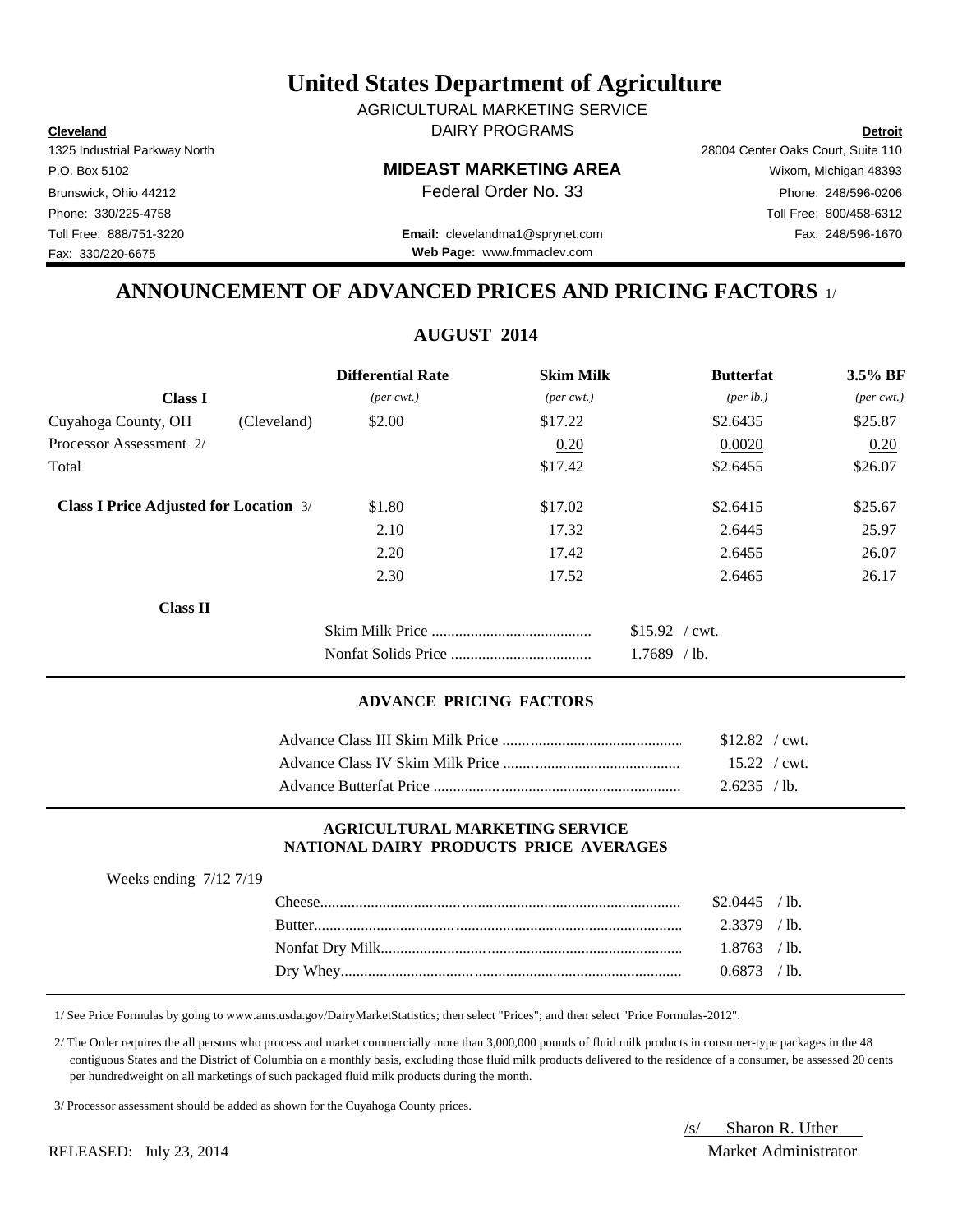# United States Department of Agriculture

AGRICULTURAL MARKETING SERVICE
DAIRY PROGRAMS

**Cleveland**
1325 Industrial Parkway North
P.O. Box 5102
Brunswick, Ohio 44212
Phone: 330/225-4758
Toll Free: 888/751-3220
Fax: 330/220-6675

**MIDEAST MARKETING AREA**
Federal Order No. 33

**Email:** clevelandma1@sprynet.com
**Web Page:** www.fmmaclev.com

**Detroit**
28004 Center Oaks Court, Suite 110
Wixom, Michigan 48393
Phone: 248/596-0206
Toll Free: 800/458-6312
Fax: 248/596-1670

## ANNOUNCEMENT OF ADVANCED PRICES AND PRICING FACTORS 1/

### AUGUST 2014

| | | Differential Rate | Skim Milk | Butterfat | 3.5% BF |
|---|---|---|---|---|---|
| **Class I** | | *(per cwt.)* | *(per cwt.)* | *(per lb.)* | *(per cwt.)* |
| Cuyahoga County, OH | (Cleveland) | $2.00 | $17.22 | $2.6435 | $25.87 |
| Processor Assessment 2/ | | | 0.20 | 0.0020 | 0.20 |
| Total | | | $17.42 | $2.6455 | $26.07 |
| **Class I Price Adjusted for Location** 3/ | | $1.80 | $17.02 | $2.6415 | $25.67 |
| | | 2.10 | 17.32 | 2.6445 | 25.97 |
| | | 2.20 | 17.42 | 2.6455 | 26.07 |
| | | 2.30 | 17.52 | 2.6465 | 26.17 |

**Class II**

| | |
|---|---|
| Skim Milk Price | $15.92 / cwt. |
| Nonfat Solids Price | 1.7689 / lb. |

#### ADVANCE PRICING FACTORS

| | |
|---|---|
| Advance Class III Skim Milk Price | $12.82 / cwt. |
| Advance Class IV Skim Milk Price | 15.22 / cwt. |
| Advance Butterfat Price | 2.6235 / lb. |

#### AGRICULTURAL MARKETING SERVICE NATIONAL DAIRY PRODUCTS PRICE AVERAGES

Weeks ending 7/12 7/19

| | |
|---|---|
| Cheese | $2.0445 / lb. |
| Butter | 2.3379 / lb. |
| Nonfat Dry Milk | 1.8763 / lb. |
| Dry Whey | 0.6873 / lb. |

1/ See Price Formulas by going to www.ams.usda.gov/DairyMarketStatistics; then select "Prices"; and then select "Price Formulas-2012".

2/ The Order requires the all persons who process and market commercially more than 3,000,000 pounds of fluid milk products in consumer-type packages in the 48 contiguous States and the District of Columbia on a monthly basis, excluding those fluid milk products delivered to the residence of a consumer, be assessed 20 cents per hundredweight on all marketings of such packaged fluid milk products during the month.

3/ Processor assessment should be added as shown for the Cuyahoga County prices.

/s/ Sharon R. Uther
Market Administrator

RELEASED: July 23, 2014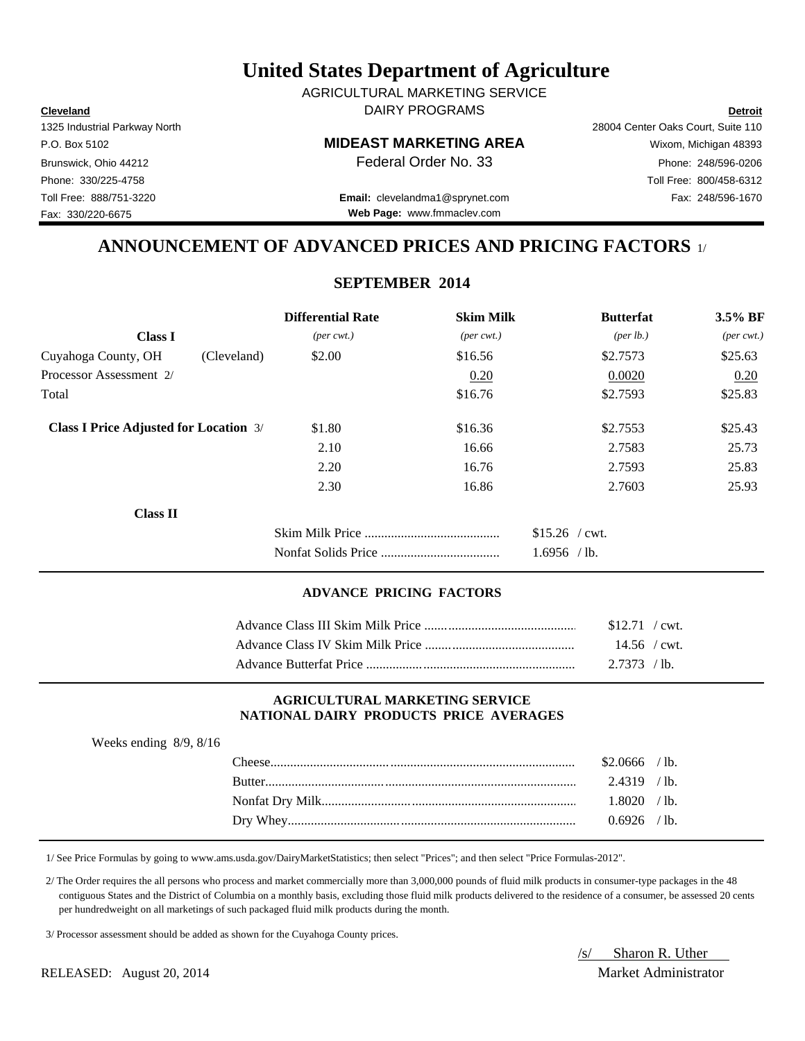# United States Department of Agriculture

AGRICULTURAL MARKETING SERVICE

DAIRY PROGRAMS

**Cleveland**
1325 Industrial Parkway North
P.O. Box 5102
Brunswick, Ohio 44212
Phone: 330/225-4758
Toll Free: 888/751-3220
Fax: 330/220-6675

**Detroit**
28004 Center Oaks Court, Suite 110
Wixom, Michigan 48393
Phone: 248/596-0206
Toll Free: 800/458-6312
Fax: 248/596-1670

**MIDEAST MARKETING AREA**
Federal Order No. 33

**Email:** clevelandma1@sprynet.com
**Web Page:** www.fmmaclev.com

## ANNOUNCEMENT OF ADVANCED PRICES AND PRICING FACTORS 1/

### SEPTEMBER 2014

| Class I | | Differential Rate *(per cwt.)* | Skim Milk *(per cwt.)* | Butterfat *(per lb.)* | 3.5% BF *(per cwt.)* |
|---|---|---|---|---|---|
| Cuyahoga County, OH | (Cleveland) | $2.00 | $16.56 | $2.7573 | $25.63 |
| Processor Assessment 2/ | | | 0.20 | 0.0020 | 0.20 |
| Total | | | $16.76 | $2.7593 | $25.83 |
| **Class I Price Adjusted for Location** 3/ | | $1.80 | $16.36 | $2.7553 | $25.43 |
| | | 2.10 | 16.66 | 2.7583 | 25.73 |
| | | 2.20 | 16.76 | 2.7593 | 25.83 |
| | | 2.30 | 16.86 | 2.7603 | 25.93 |

**Class II**

| | |
|---|---|
| Skim Milk Price | $15.26 / cwt. |
| Nonfat Solids Price | 1.6956 / lb. |

#### ADVANCE PRICING FACTORS

| | |
|---|---|
| Advance Class III Skim Milk Price | $12.71 / cwt. |
| Advance Class IV Skim Milk Price | 14.56 / cwt. |
| Advance Butterfat Price | 2.7373 / lb. |

#### AGRICULTURAL MARKETING SERVICE NATIONAL DAIRY PRODUCTS PRICE AVERAGES

Weeks ending 8/9, 8/16

| | |
|---|---|
| Cheese | $2.0666 / lb. |
| Butter | 2.4319 / lb. |
| Nonfat Dry Milk | 1.8020 / lb. |
| Dry Whey | 0.6926 / lb. |

1/ See Price Formulas by going to www.ams.usda.gov/DairyMarketStatistics; then select "Prices"; and then select "Price Formulas-2012".

2/ The Order requires the all persons who process and market commercially more than 3,000,000 pounds of fluid milk products in consumer-type packages in the 48 contiguous States and the District of Columbia on a monthly basis, excluding those fluid milk products delivered to the residence of a consumer, be assessed 20 cents per hundredweight on all marketings of such packaged fluid milk products during the month.

3/ Processor assessment should be added as shown for the Cuyahoga County prices.

/s/ Sharon R. Uther
Market Administrator

RELEASED: August 20, 2014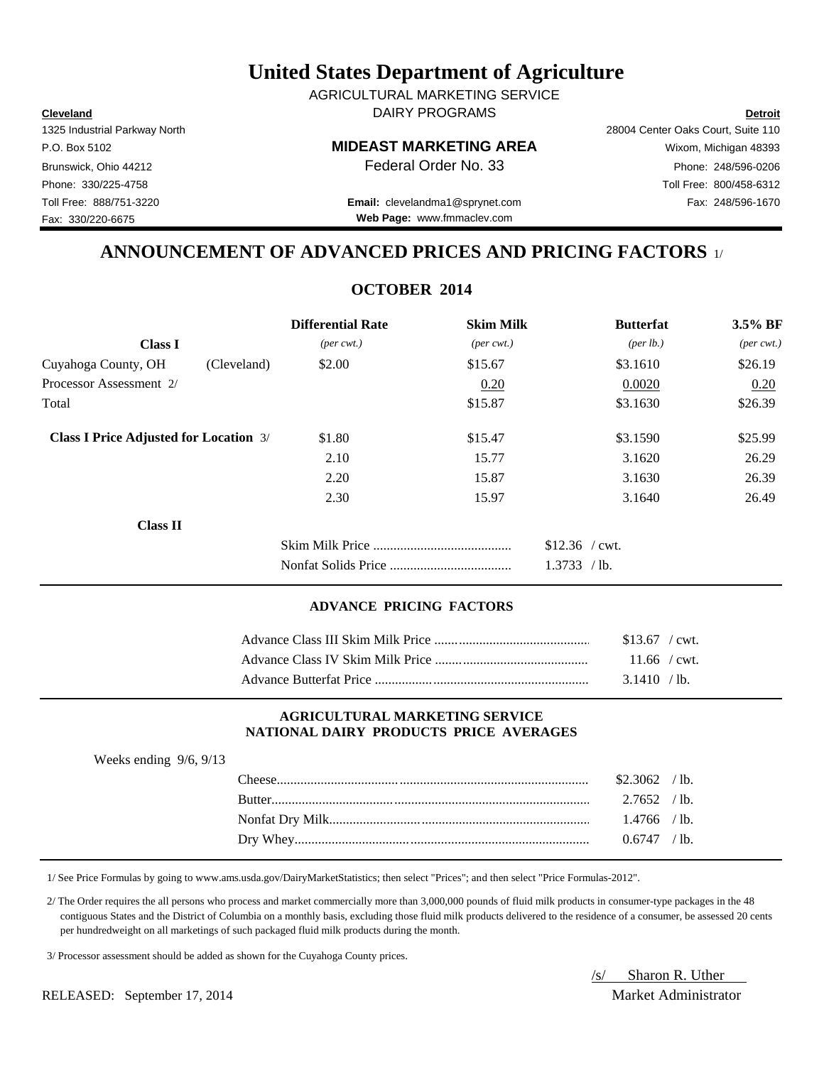# United States Department of Agriculture

AGRICULTURAL MARKETING SERVICE
DAIRY PROGRAMS

**Cleveland**
1325 Industrial Parkway North
P.O. Box 5102
Brunswick, Ohio 44212
Phone: 330/225-4758
Toll Free: 888/751-3220
Fax: 330/220-6675

**MIDEAST MARKETING AREA**
Federal Order No. 33

**Email:** clevelandma1@sprynet.com
**Web Page:** www.fmmaclev.com

**Detroit**
28004 Center Oaks Court, Suite 110
Wixom, Michigan 48393
Phone: 248/596-0206
Toll Free: 800/458-6312
Fax: 248/596-1670

## ANNOUNCEMENT OF ADVANCED PRICES AND PRICING FACTORS 1/

### OCTOBER 2014

| | | Differential Rate | Skim Milk | Butterfat | 3.5% BF |
|---|---|---|---|---|---|
| **Class I** | | *(per cwt.)* | *(per cwt.)* | *(per lb.)* | *(per cwt.)* |
| Cuyahoga County, OH | (Cleveland) | $2.00 | $15.67 | $3.1610 | $26.19 |
| Processor Assessment 2/ | | | 0.20 | 0.0020 | 0.20 |
| Total | | | $15.87 | $3.1630 | $26.39 |
| **Class I Price Adjusted for Location** 3/ | | $1.80 | $15.47 | $3.1590 | $25.99 |
| | | 2.10 | 15.77 | 3.1620 | 26.29 |
| | | 2.20 | 15.87 | 3.1630 | 26.39 |
| | | 2.30 | 15.97 | 3.1640 | 26.49 |

**Class II**

| | |
|---|---|
| Skim Milk Price | $12.36 / cwt. |
| Nonfat Solids Price | 1.3733 / lb. |

#### ADVANCE PRICING FACTORS

| | |
|---|---|
| Advance Class III Skim Milk Price | $13.67 / cwt. |
| Advance Class IV Skim Milk Price | 11.66 / cwt. |
| Advance Butterfat Price | 3.1410 / lb. |

#### AGRICULTURAL MARKETING SERVICE NATIONAL DAIRY PRODUCTS PRICE AVERAGES

Weeks ending 9/6, 9/13

| | |
|---|---|
| Cheese | $2.3062 / lb. |
| Butter | 2.7652 / lb. |
| Nonfat Dry Milk | 1.4766 / lb. |
| Dry Whey | 0.6747 / lb. |

1/ See Price Formulas by going to www.ams.usda.gov/DairyMarketStatistics; then select "Prices"; and then select "Price Formulas-2012".

2/ The Order requires the all persons who process and market commercially more than 3,000,000 pounds of fluid milk products in consumer-type packages in the 48 contiguous States and the District of Columbia on a monthly basis, excluding those fluid milk products delivered to the residence of a consumer, be assessed 20 cents per hundredweight on all marketings of such packaged fluid milk products during the month.

3/ Processor assessment should be added as shown for the Cuyahoga County prices.

/s/ Sharon R. Uther
Market Administrator

RELEASED: September 17, 2014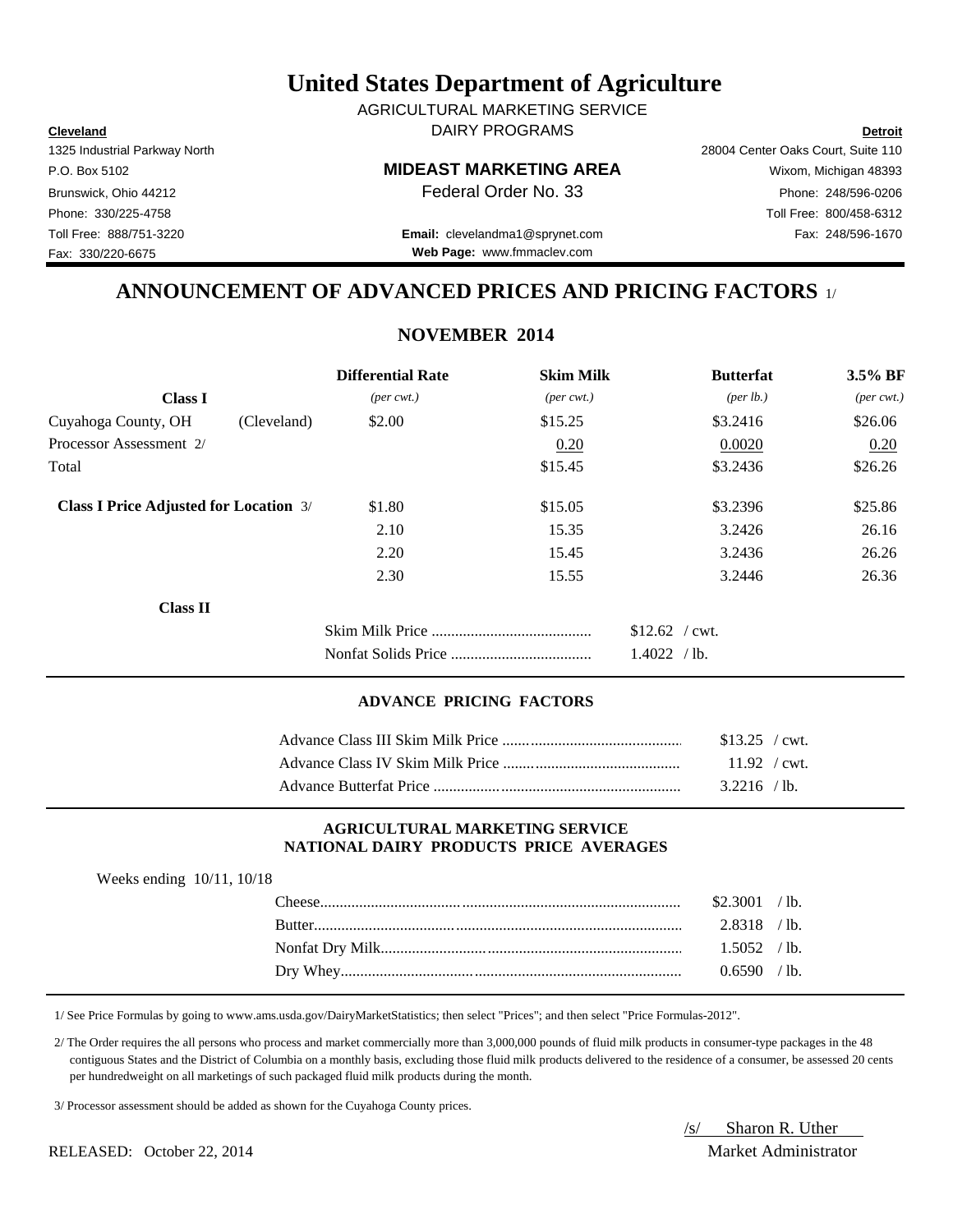# United States Department of Agriculture

AGRICULTURAL MARKETING SERVICE
DAIRY PROGRAMS

**Cleveland**
1325 Industrial Parkway North
P.O. Box 5102
Brunswick, Ohio 44212
Phone: 330/225-4758
Toll Free: 888/751-3220
Fax: 330/220-6675

**MIDEAST MARKETING AREA**
Federal Order No. 33

**Email:** clevelandma1@sprynet.com
**Web Page:** www.fmmaclev.com

**Detroit**
28004 Center Oaks Court, Suite 110
Wixom, Michigan 48393
Phone: 248/596-0206
Toll Free: 800/458-6312
Fax: 248/596-1670

## ANNOUNCEMENT OF ADVANCED PRICES AND PRICING FACTORS 1/

### NOVEMBER 2014

| **Class I** | | **Differential Rate** *(per cwt.)* | **Skim Milk** *(per cwt.)* | **Butterfat** *(per lb.)* | **3.5% BF** *(per cwt.)* |
|---|---|---|---|---|---|
| Cuyahoga County, OH | (Cleveland) | $2.00 | $15.25 | $3.2416 | $26.06 |
| Processor Assessment 2/ | | | 0.20 | 0.0020 | 0.20 |
| Total | | | $15.45 | $3.2436 | $26.26 |
| **Class I Price Adjusted for Location** 3/ | | $1.80 | $15.05 | $3.2396 | $25.86 |
| | | 2.10 | 15.35 | 3.2426 | 26.16 |
| | | 2.20 | 15.45 | 3.2436 | 26.26 |
| | | 2.30 | 15.55 | 3.2446 | 26.36 |

**Class II**

| | |
|---|---|
| Skim Milk Price | $12.62 / cwt. |
| Nonfat Solids Price | 1.4022 / lb. |

### ADVANCE PRICING FACTORS

| | |
|---|---|
| Advance Class III Skim Milk Price | $13.25 / cwt. |
| Advance Class IV Skim Milk Price | 11.92 / cwt. |
| Advance Butterfat Price | 3.2216 / lb. |

### AGRICULTURAL MARKETING SERVICE NATIONAL DAIRY PRODUCTS PRICE AVERAGES

Weeks ending 10/11, 10/18

| | |
|---|---|
| Cheese | $2.3001 / lb. |
| Butter | 2.8318 / lb. |
| Nonfat Dry Milk | 1.5052 / lb. |
| Dry Whey | 0.6590 / lb. |

1/ See Price Formulas by going to www.ams.usda.gov/DairyMarketStatistics; then select "Prices"; and then select "Price Formulas-2012".

2/ The Order requires the all persons who process and market commercially more than 3,000,000 pounds of fluid milk products in consumer-type packages in the 48 contiguous States and the District of Columbia on a monthly basis, excluding those fluid milk products delivered to the residence of a consumer, be assessed 20 cents per hundredweight on all marketings of such packaged fluid milk products during the month.

3/ Processor assessment should be added as shown for the Cuyahoga County prices.

RELEASED: October 22, 2014

/s/ Sharon R. Uther
Market Administrator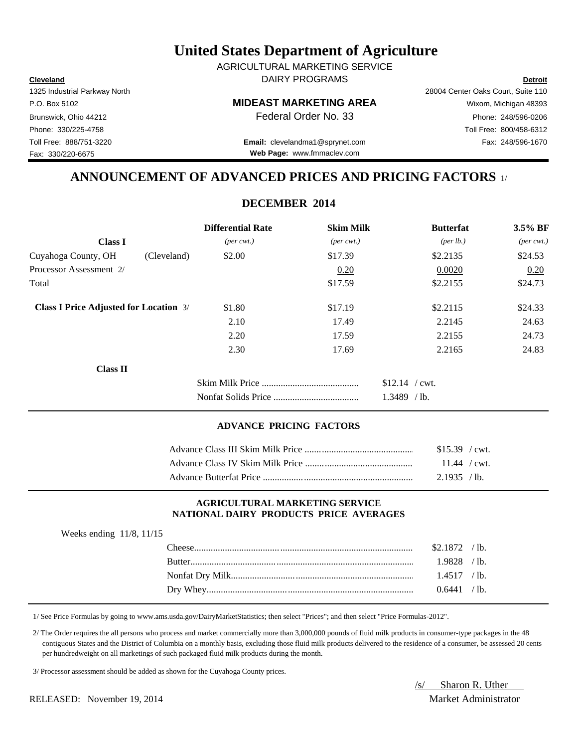# United States Department of Agriculture

AGRICULTURAL MARKETING SERVICE
DAIRY PROGRAMS

**Cleveland**
1325 Industrial Parkway North
P.O. Box 5102
Brunswick, Ohio 44212
Phone: 330/225-4758
Toll Free: 888/751-3220
Fax: 330/220-6675

**MIDEAST MARKETING AREA**
Federal Order No. 33

**Email:** clevelandma1@sprynet.com
**Web Page:** www.fmmaclev.com

**Detroit**
28004 Center Oaks Court, Suite 110
Wixom, Michigan 48393
Phone: 248/596-0206
Toll Free: 800/458-6312
Fax: 248/596-1670

## ANNOUNCEMENT OF ADVANCED PRICES AND PRICING FACTORS 1/

### DECEMBER 2014

| | | Differential Rate | Skim Milk | Butterfat | 3.5% BF |
|---|---|---|---|---|---|
| **Class I** | | *(per cwt.)* | *(per cwt.)* | *(per lb.)* | *(per cwt.)* |
| Cuyahoga County, OH | (Cleveland) | $2.00 | $17.39 | $2.2135 | $24.53 |
| Processor Assessment 2/ | | | 0.20 | 0.0020 | 0.20 |
| Total | | | $17.59 | $2.2155 | $24.73 |
| **Class I Price Adjusted for Location** 3/ | | $1.80 | $17.19 | $2.2115 | $24.33 |
| | | 2.10 | 17.49 | 2.2145 | 24.63 |
| | | 2.20 | 17.59 | 2.2155 | 24.73 |
| | | 2.30 | 17.69 | 2.2165 | 24.83 |

**Class II**

| | |
|---|---|
| Skim Milk Price | $12.14 / cwt. |
| Nonfat Solids Price | 1.3489 / lb. |

#### ADVANCE PRICING FACTORS

| | |
|---|---|
| Advance Class III Skim Milk Price | $15.39 / cwt. |
| Advance Class IV Skim Milk Price | 11.44 / cwt. |
| Advance Butterfat Price | 2.1935 / lb. |

#### AGRICULTURAL MARKETING SERVICE
#### NATIONAL DAIRY PRODUCTS PRICE AVERAGES

Weeks ending 11/8, 11/15

| | |
|---|---|
| Cheese | $2.1872 / lb. |
| Butter | 1.9828 / lb. |
| Nonfat Dry Milk | 1.4517 / lb. |
| Dry Whey | 0.6441 / lb. |

1/ See Price Formulas by going to www.ams.usda.gov/DairyMarketStatistics; then select "Prices"; and then select "Price Formulas-2012".

2/ The Order requires the all persons who process and market commercially more than 3,000,000 pounds of fluid milk products in consumer-type packages in the 48 contiguous States and the District of Columbia on a monthly basis, excluding those fluid milk products delivered to the residence of a consumer, be assessed 20 cents per hundredweight on all marketings of such packaged fluid milk products during the month.

3/ Processor assessment should be added as shown for the Cuyahoga County prices.

/s/ Sharon R. Uther
Market Administrator

RELEASED: November 19, 2014